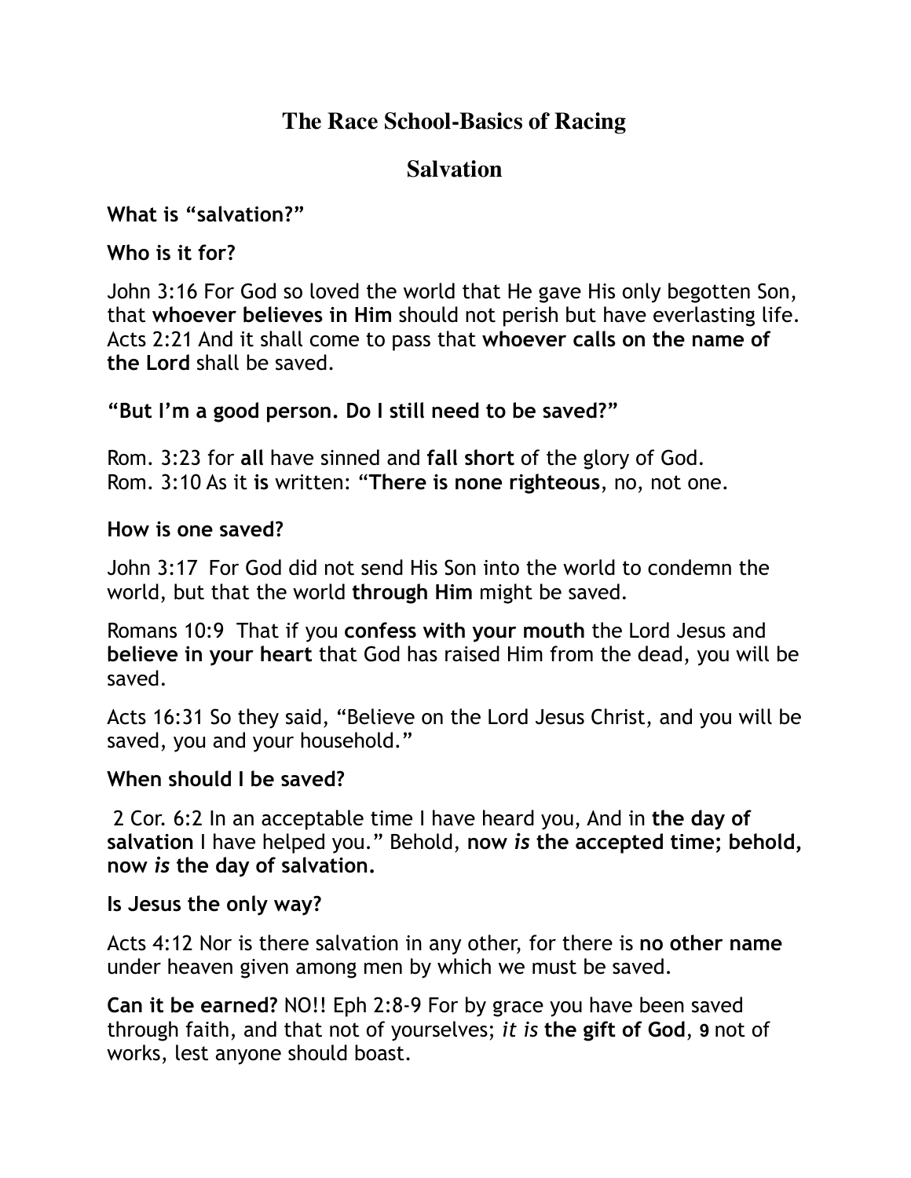# The Race School-Basics of Racing

## Salvation

**What is "salvation?"**

**Who is it for?**

John 3:16 For God so loved the world that He gave His only begotten Son, that **whoever believes in Him** should not perish but have everlasting life.
Acts 2:21 And it shall come to pass that **whoever calls on the name of the Lord** shall be saved.

**"But I'm a good person. Do I still need to be saved?"**

Rom. 3:23 for **all** have sinned and **fall short** of the glory of God.
Rom. 3:10 As it **is** written: "**There is none righteous**, no, not one.

**How is one saved?**

John 3:17 For God did not send His Son into the world to condemn the world, but that the world **through Him** might be saved.

Romans 10:9 That if you **confess with your mouth** the Lord Jesus and **believe in your heart** that God has raised Him from the dead, you will be saved.

Acts 16:31 So they said, "Believe on the Lord Jesus Christ, and you will be saved, you and your household."

**When should I be saved?**

2 Cor. 6:2 In an acceptable time I have heard you, And in **the day of salvation** I have helped you." Behold, **now *is* the accepted time; behold, now *is* the day of salvation.**

**Is Jesus the only way?**

Acts 4:12 Nor is there salvation in any other, for there is **no other name** under heaven given among men by which we must be saved.

**Can it be earned?** NO!! Eph 2:8-9 For by grace you have been saved through faith, and that not of yourselves; *it is* **the gift of God**, **9** not of works, lest anyone should boast.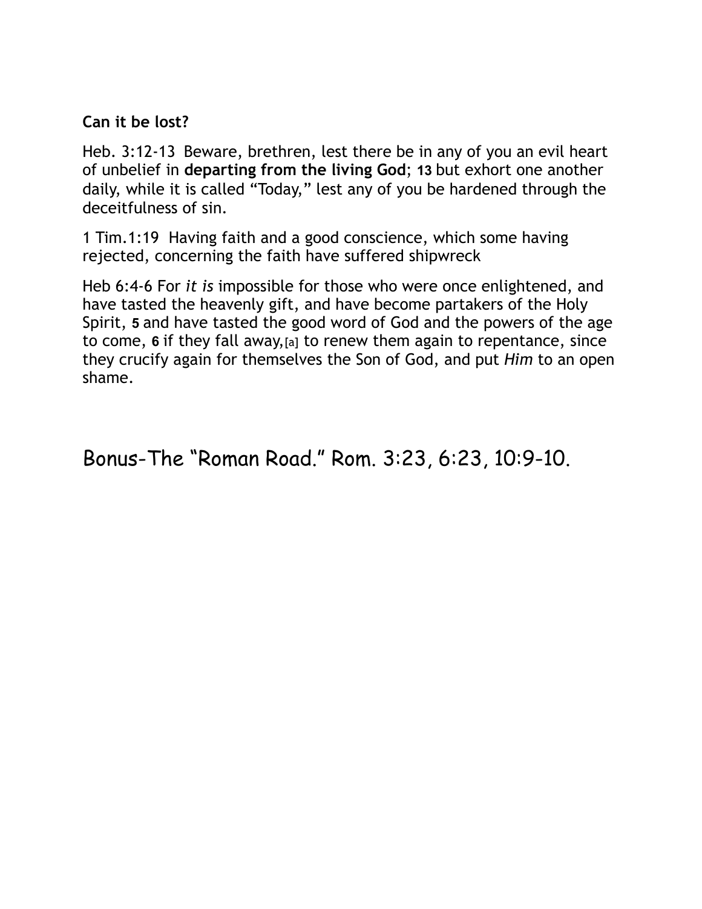**Can it be lost?**

Heb. 3:12-13 Beware, brethren, lest there be in any of you an evil heart of unbelief in **departing from the living God**; **13** but exhort one another daily, while it is called "Today," lest any of you be hardened through the deceitfulness of sin.

1 Tim.1:19 Having faith and a good conscience, which some having rejected, concerning the faith have suffered shipwreck

Heb 6:4-6 For *it is* impossible for those who were once enlightened, and have tasted the heavenly gift, and have become partakers of the Holy Spirit, **5** and have tasted the good word of God and the powers of the age to come, **6** if they fall away,[a] to renew them again to repentance, since they crucify again for themselves the Son of God, and put *Him* to an open shame.

Bonus-The "Roman Road." Rom. 3:23, 6:23, 10:9-10.